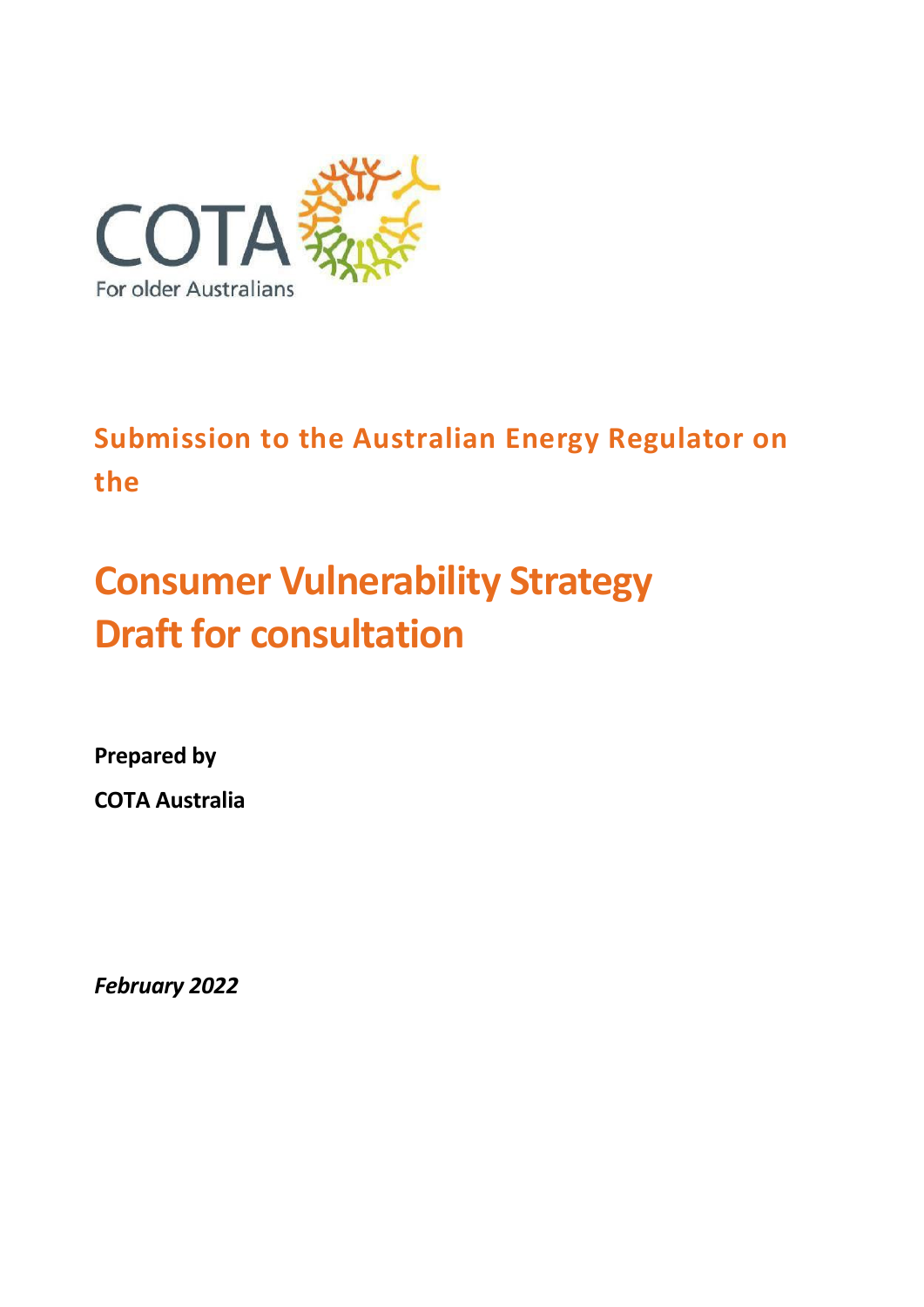COTA

For older Australians

## Submission to the Australian Energy Regulator on the

# Consumer Vulnerability Strategy Draft for consultation

**Prepared by**

**COTA Australia**

***February 2022***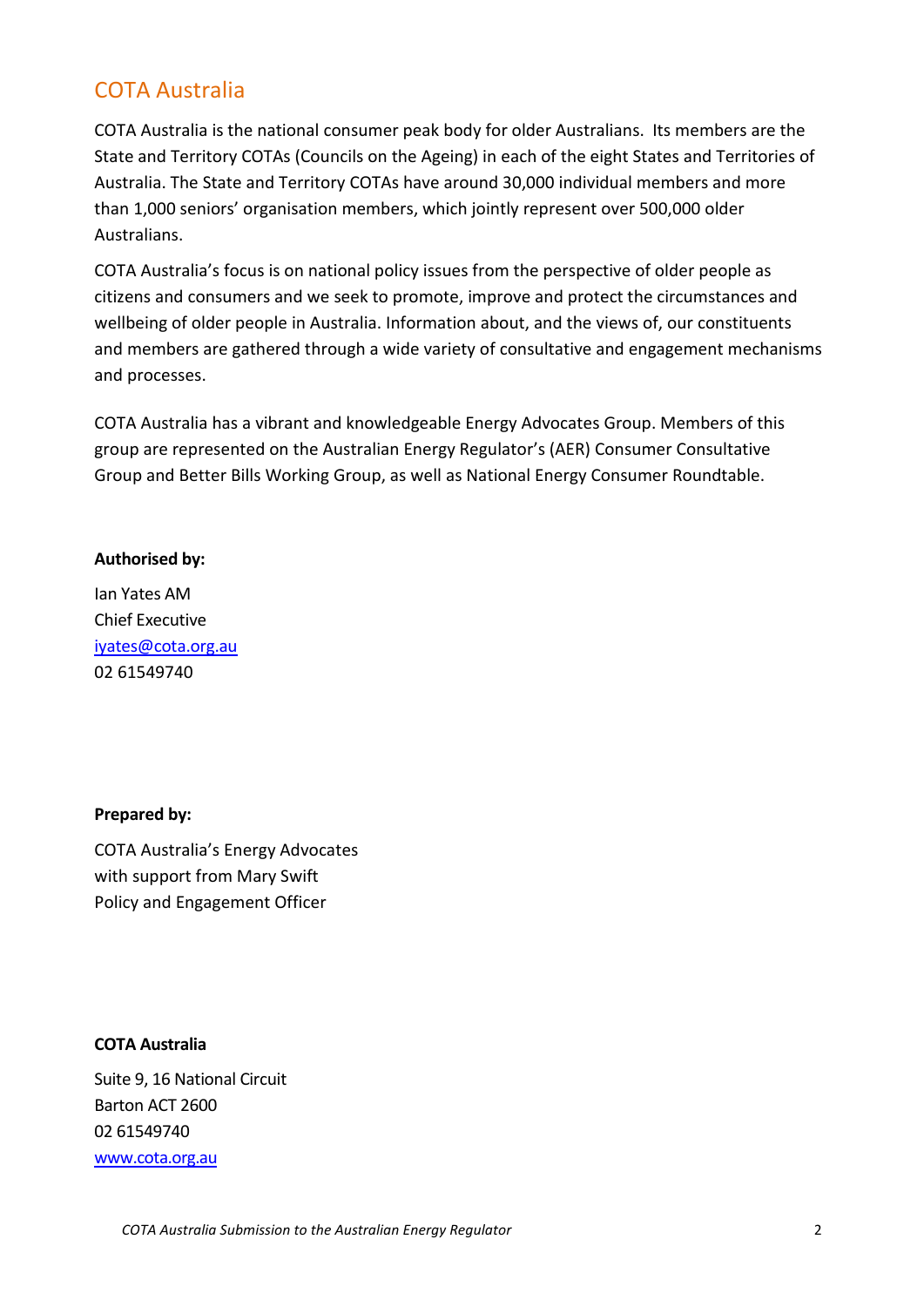## COTA Australia

COTA Australia is the national consumer peak body for older Australians. Its members are the State and Territory COTAs (Councils on the Ageing) in each of the eight States and Territories of Australia. The State and Territory COTAs have around 30,000 individual members and more than 1,000 seniors' organisation members, which jointly represent over 500,000 older Australians.

COTA Australia's focus is on national policy issues from the perspective of older people as citizens and consumers and we seek to promote, improve and protect the circumstances and wellbeing of older people in Australia. Information about, and the views of, our constituents and members are gathered through a wide variety of consultative and engagement mechanisms and processes.

COTA Australia has a vibrant and knowledgeable Energy Advocates Group. Members of this group are represented on the Australian Energy Regulator's (AER) Consumer Consultative Group and Better Bills Working Group, as well as National Energy Consumer Roundtable.

**Authorised by:**

Ian Yates AM
Chief Executive
iyates@cota.org.au
02 61549740

**Prepared by:**

COTA Australia's Energy Advocates
with support from Mary Swift
Policy and Engagement Officer

**COTA Australia**

Suite 9, 16 National Circuit
Barton ACT 2600
02 61549740
www.cota.org.au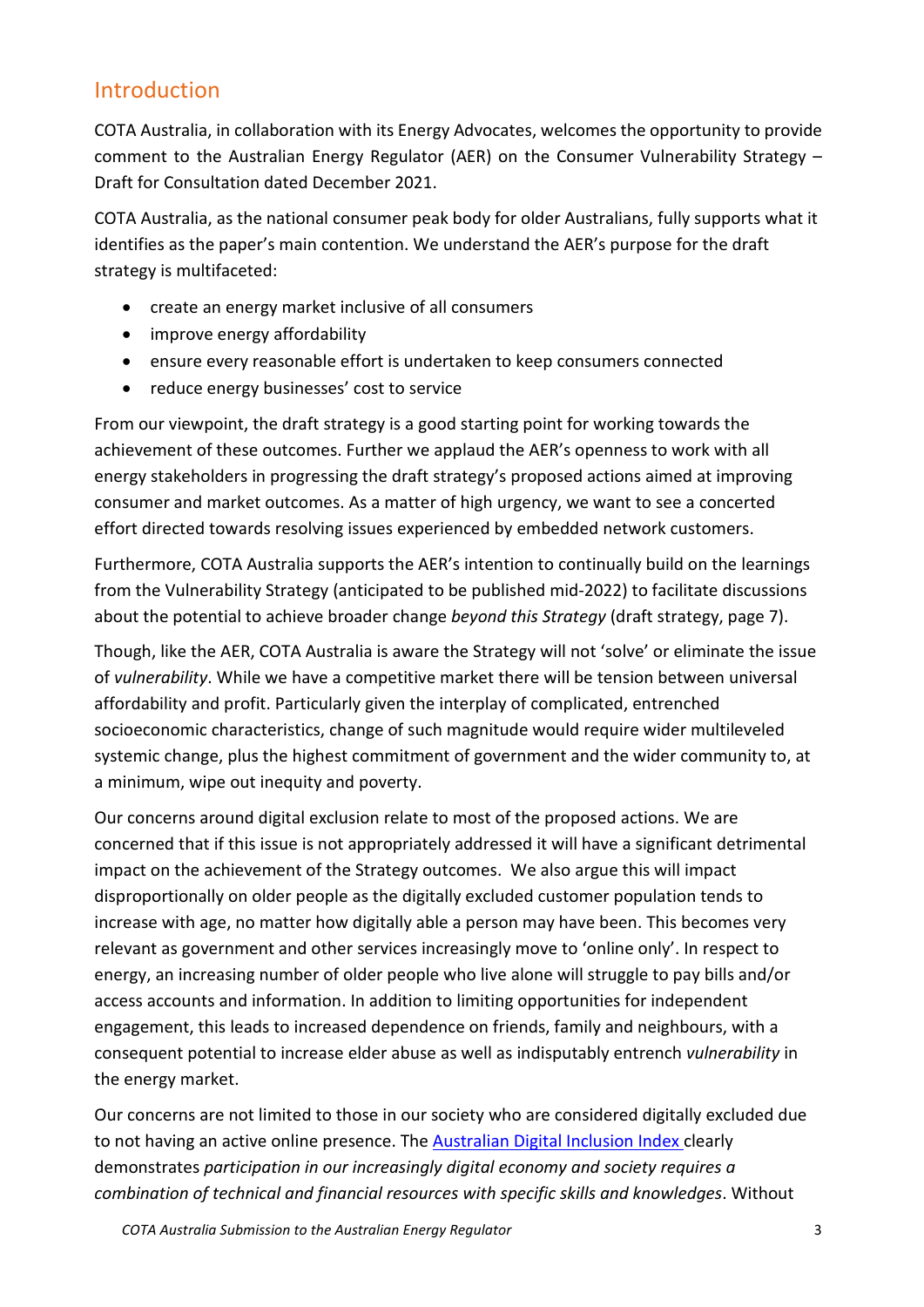## Introduction

COTA Australia, in collaboration with its Energy Advocates, welcomes the opportunity to provide comment to the Australian Energy Regulator (AER) on the Consumer Vulnerability Strategy – Draft for Consultation dated December 2021.

COTA Australia, as the national consumer peak body for older Australians, fully supports what it identifies as the paper's main contention. We understand the AER's purpose for the draft strategy is multifaceted:

- create an energy market inclusive of all consumers
- improve energy affordability
- ensure every reasonable effort is undertaken to keep consumers connected
- reduce energy businesses' cost to service

From our viewpoint, the draft strategy is a good starting point for working towards the achievement of these outcomes. Further we applaud the AER's openness to work with all energy stakeholders in progressing the draft strategy's proposed actions aimed at improving consumer and market outcomes. As a matter of high urgency, we want to see a concerted effort directed towards resolving issues experienced by embedded network customers.

Furthermore, COTA Australia supports the AER's intention to continually build on the learnings from the Vulnerability Strategy (anticipated to be published mid-2022) to facilitate discussions about the potential to achieve broader change *beyond this Strategy* (draft strategy, page 7).

Though, like the AER, COTA Australia is aware the Strategy will not 'solve' or eliminate the issue of *vulnerability*. While we have a competitive market there will be tension between universal affordability and profit. Particularly given the interplay of complicated, entrenched socioeconomic characteristics, change of such magnitude would require wider multileveled systemic change, plus the highest commitment of government and the wider community to, at a minimum, wipe out inequity and poverty.

Our concerns around digital exclusion relate to most of the proposed actions. We are concerned that if this issue is not appropriately addressed it will have a significant detrimental impact on the achievement of the Strategy outcomes. We also argue this will impact disproportionally on older people as the digitally excluded customer population tends to increase with age, no matter how digitally able a person may have been. This becomes very relevant as government and other services increasingly move to 'online only'. In respect to energy, an increasing number of older people who live alone will struggle to pay bills and/or access accounts and information. In addition to limiting opportunities for independent engagement, this leads to increased dependence on friends, family and neighbours, with a consequent potential to increase elder abuse as well as indisputably entrench *vulnerability* in the energy market.

Our concerns are not limited to those in our society who are considered digitally excluded due to not having an active online presence. The Australian Digital Inclusion Index clearly demonstrates *participation in our increasingly digital economy and society requires a combination of technical and financial resources with specific skills and knowledges*. Without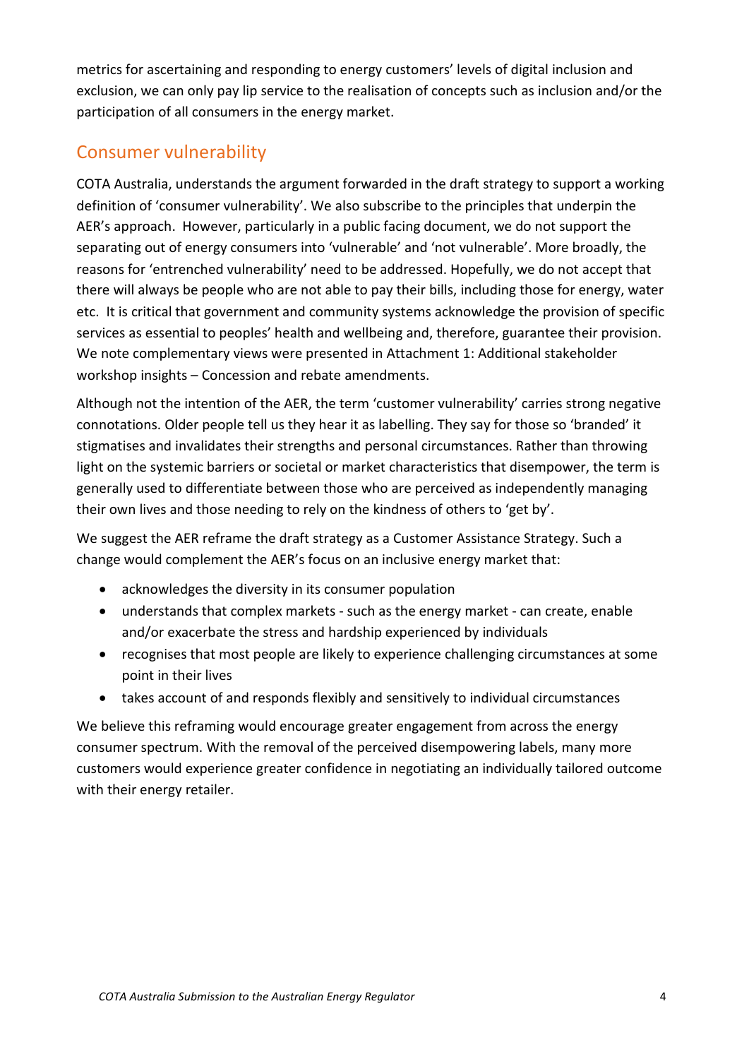metrics for ascertaining and responding to energy customers' levels of digital inclusion and exclusion, we can only pay lip service to the realisation of concepts such as inclusion and/or the participation of all consumers in the energy market.

## Consumer vulnerability

COTA Australia, understands the argument forwarded in the draft strategy to support a working definition of 'consumer vulnerability'. We also subscribe to the principles that underpin the AER's approach. However, particularly in a public facing document, we do not support the separating out of energy consumers into 'vulnerable' and 'not vulnerable'. More broadly, the reasons for 'entrenched vulnerability' need to be addressed. Hopefully, we do not accept that there will always be people who are not able to pay their bills, including those for energy, water etc. It is critical that government and community systems acknowledge the provision of specific services as essential to peoples' health and wellbeing and, therefore, guarantee their provision. We note complementary views were presented in Attachment 1: Additional stakeholder workshop insights – Concession and rebate amendments.

Although not the intention of the AER, the term 'customer vulnerability' carries strong negative connotations. Older people tell us they hear it as labelling. They say for those so 'branded' it stigmatises and invalidates their strengths and personal circumstances. Rather than throwing light on the systemic barriers or societal or market characteristics that disempower, the term is generally used to differentiate between those who are perceived as independently managing their own lives and those needing to rely on the kindness of others to 'get by'.

We suggest the AER reframe the draft strategy as a Customer Assistance Strategy. Such a change would complement the AER's focus on an inclusive energy market that:

- acknowledges the diversity in its consumer population
- understands that complex markets - such as the energy market - can create, enable and/or exacerbate the stress and hardship experienced by individuals
- recognises that most people are likely to experience challenging circumstances at some point in their lives
- takes account of and responds flexibly and sensitively to individual circumstances

We believe this reframing would encourage greater engagement from across the energy consumer spectrum. With the removal of the perceived disempowering labels, many more customers would experience greater confidence in negotiating an individually tailored outcome with their energy retailer.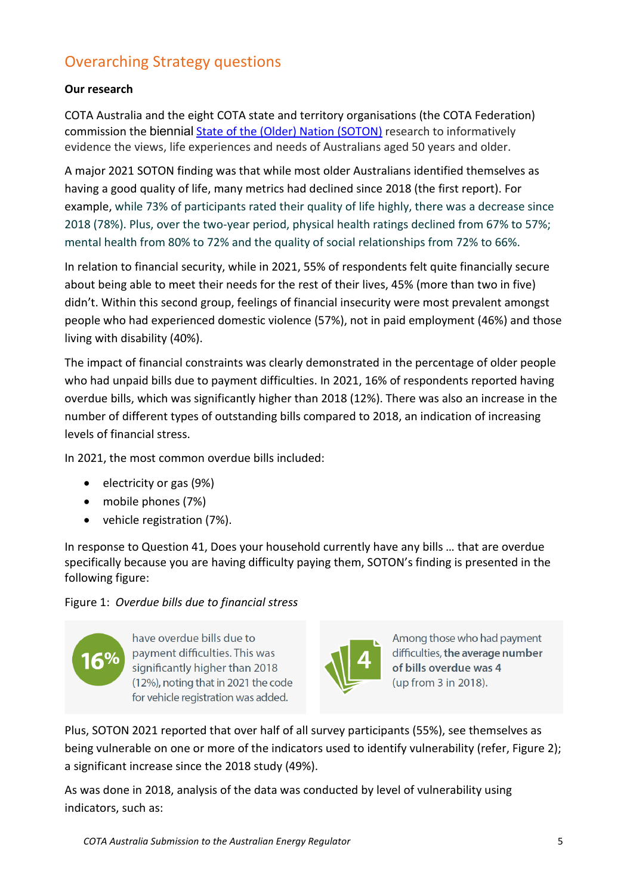## Overarching Strategy questions

**Our research**

COTA Australia and the eight COTA state and territory organisations (the COTA Federation) commission the biennial State of the (Older) Nation (SOTON) research to informatively evidence the views, life experiences and needs of Australians aged 50 years and older.

A major 2021 SOTON finding was that while most older Australians identified themselves as having a good quality of life, many metrics had declined since 2018 (the first report). For example, while 73% of participants rated their quality of life highly, there was a decrease since 2018 (78%). Plus, over the two-year period, physical health ratings declined from 67% to 57%; mental health from 80% to 72% and the quality of social relationships from 72% to 66%.

In relation to financial security, while in 2021, 55% of respondents felt quite financially secure about being able to meet their needs for the rest of their lives, 45% (more than two in five) didn't. Within this second group, feelings of financial insecurity were most prevalent amongst people who had experienced domestic violence (57%), not in paid employment (46%) and those living with disability (40%).

The impact of financial constraints was clearly demonstrated in the percentage of older people who had unpaid bills due to payment difficulties. In 2021, 16% of respondents reported having overdue bills, which was significantly higher than 2018 (12%). There was also an increase in the number of different types of outstanding bills compared to 2018, an indication of increasing levels of financial stress.

In 2021, the most common overdue bills included:

- electricity or gas (9%)
- mobile phones (7%)
- vehicle registration (7%).

In response to Question 41, Does your household currently have any bills … that are overdue specifically because you are having difficulty paying them, SOTON's finding is presented in the following figure:

Figure 1: *Overdue bills due to financial stress*

**16%** have overdue bills due to payment difficulties. This was significantly higher than 2018 (12%), noting that in 2021 the code for vehicle registration was added.

**4** Among those who had payment difficulties, **the average number of bills overdue was 4** (up from 3 in 2018).

Plus, SOTON 2021 reported that over half of all survey participants (55%), see themselves as being vulnerable on one or more of the indicators used to identify vulnerability (refer, Figure 2); a significant increase since the 2018 study (49%).

As was done in 2018, analysis of the data was conducted by level of vulnerability using indicators, such as: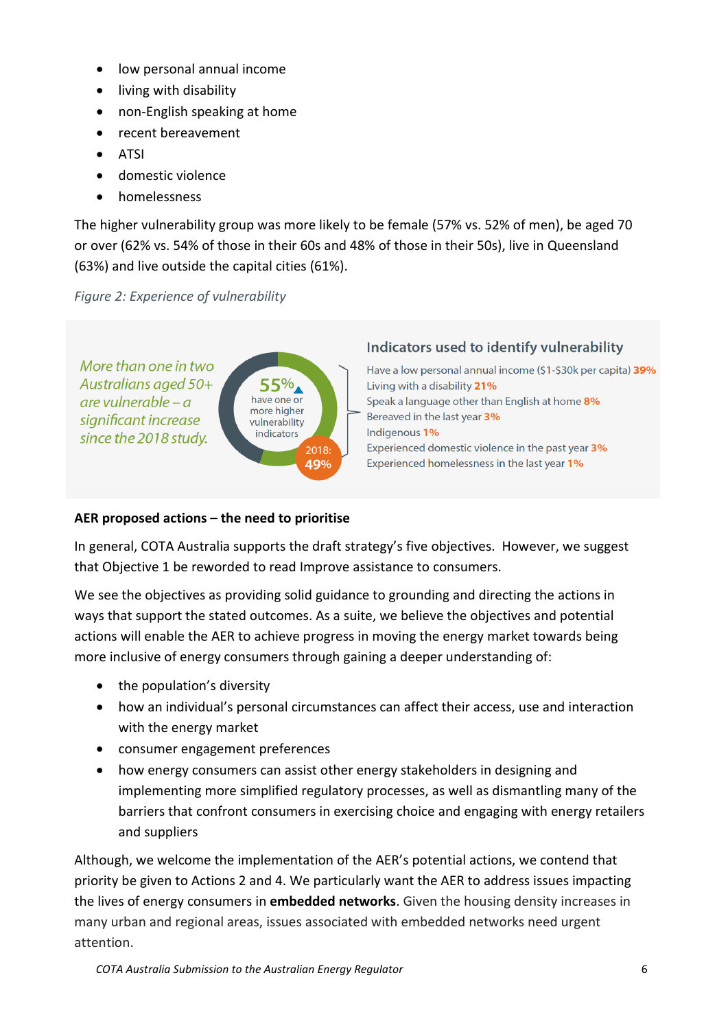- low personal annual income
- living with disability
- non-English speaking at home
- recent bereavement
- ATSI
- domestic violence
- homelessness

The higher vulnerability group was more likely to be female (57% vs. 52% of men), be aged 70 or over (62% vs. 54% of those in their 60s and 48% of those in their 50s), live in Queensland (63%) and live outside the capital cities (61%).

*Figure 2: Experience of vulnerability*

*More than one in two Australians aged 50+ are vulnerable – a significant increase since the 2018 study.*

55% have one or more higher vulnerability indicators

2018: 49%

**Indicators used to identify vulnerability**

- Have a low personal annual income ($1-$30k per capita) **39%**
- Living with a disability **21%**
- Speak a language other than English at home **8%**
- Bereaved in the last year **3%**
- Indigenous **1%**
- Experienced domestic violence in the past year **3%**
- Experienced homelessness in the last year **1%**

**AER proposed actions – the need to prioritise**

In general, COTA Australia supports the draft strategy's five objectives. However, we suggest that Objective 1 be reworded to read Improve assistance to consumers.

We see the objectives as providing solid guidance to grounding and directing the actions in ways that support the stated outcomes. As a suite, we believe the objectives and potential actions will enable the AER to achieve progress in moving the energy market towards being more inclusive of energy consumers through gaining a deeper understanding of:

- the population's diversity
- how an individual's personal circumstances can affect their access, use and interaction with the energy market
- consumer engagement preferences
- how energy consumers can assist other energy stakeholders in designing and implementing more simplified regulatory processes, as well as dismantling many of the barriers that confront consumers in exercising choice and engaging with energy retailers and suppliers

Although, we welcome the implementation of the AER's potential actions, we contend that priority be given to Actions 2 and 4. We particularly want the AER to address issues impacting the lives of energy consumers in **embedded networks**. Given the housing density increases in many urban and regional areas, issues associated with embedded networks need urgent attention.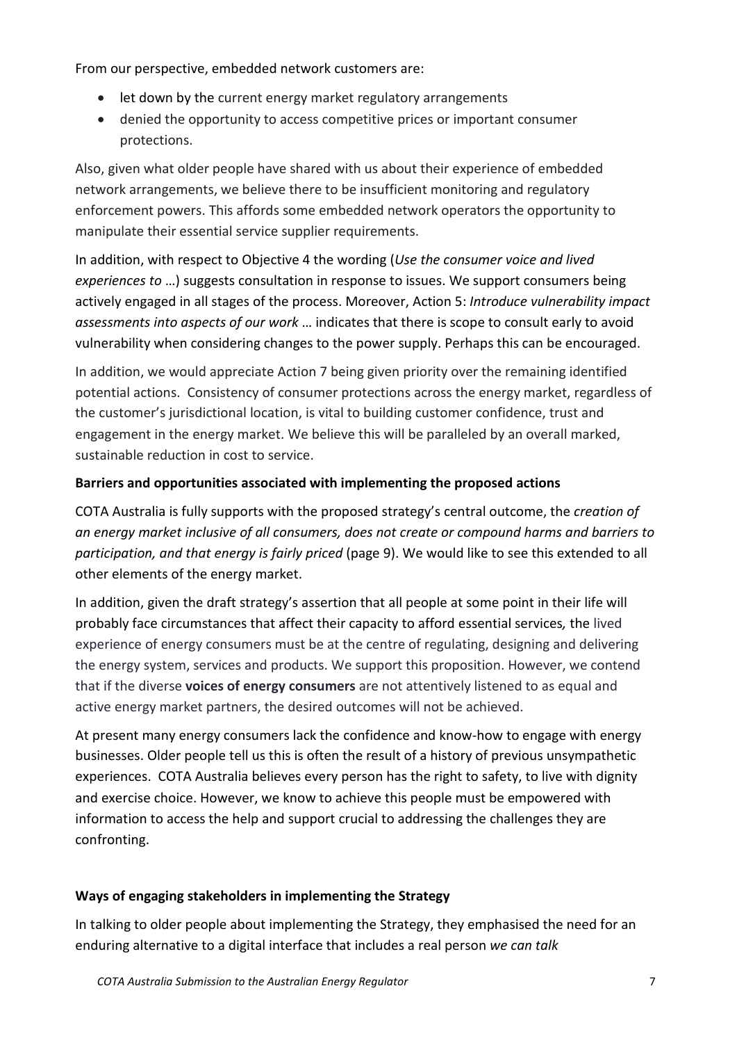From our perspective, embedded network customers are:

- let down by the current energy market regulatory arrangements
- denied the opportunity to access competitive prices or important consumer protections.

Also, given what older people have shared with us about their experience of embedded network arrangements, we believe there to be insufficient monitoring and regulatory enforcement powers. This affords some embedded network operators the opportunity to manipulate their essential service supplier requirements.

In addition, with respect to Objective 4 the wording (*Use the consumer voice and lived experiences to* …) suggests consultation in response to issues. We support consumers being actively engaged in all stages of the process. Moreover, Action 5: *Introduce vulnerability impact assessments into aspects of our work* … indicates that there is scope to consult early to avoid vulnerability when considering changes to the power supply. Perhaps this can be encouraged.

In addition, we would appreciate Action 7 being given priority over the remaining identified potential actions. Consistency of consumer protections across the energy market, regardless of the customer's jurisdictional location, is vital to building customer confidence, trust and engagement in the energy market. We believe this will be paralleled by an overall marked, sustainable reduction in cost to service.

**Barriers and opportunities associated with implementing the proposed actions**

COTA Australia is fully supports with the proposed strategy's central outcome, the *creation of an energy market inclusive of all consumers, does not create or compound harms and barriers to participation, and that energy is fairly priced* (page 9). We would like to see this extended to all other elements of the energy market.

In addition, given the draft strategy's assertion that all people at some point in their life will probably face circumstances that affect their capacity to afford essential services*,* the lived experience of energy consumers must be at the centre of regulating, designing and delivering the energy system, services and products. We support this proposition. However, we contend that if the diverse **voices of energy consumers** are not attentively listened to as equal and active energy market partners, the desired outcomes will not be achieved.

At present many energy consumers lack the confidence and know-how to engage with energy businesses. Older people tell us this is often the result of a history of previous unsympathetic experiences. COTA Australia believes every person has the right to safety, to live with dignity and exercise choice. However, we know to achieve this people must be empowered with information to access the help and support crucial to addressing the challenges they are confronting.

**Ways of engaging stakeholders in implementing the Strategy**

In talking to older people about implementing the Strategy, they emphasised the need for an enduring alternative to a digital interface that includes a real person *we can talk*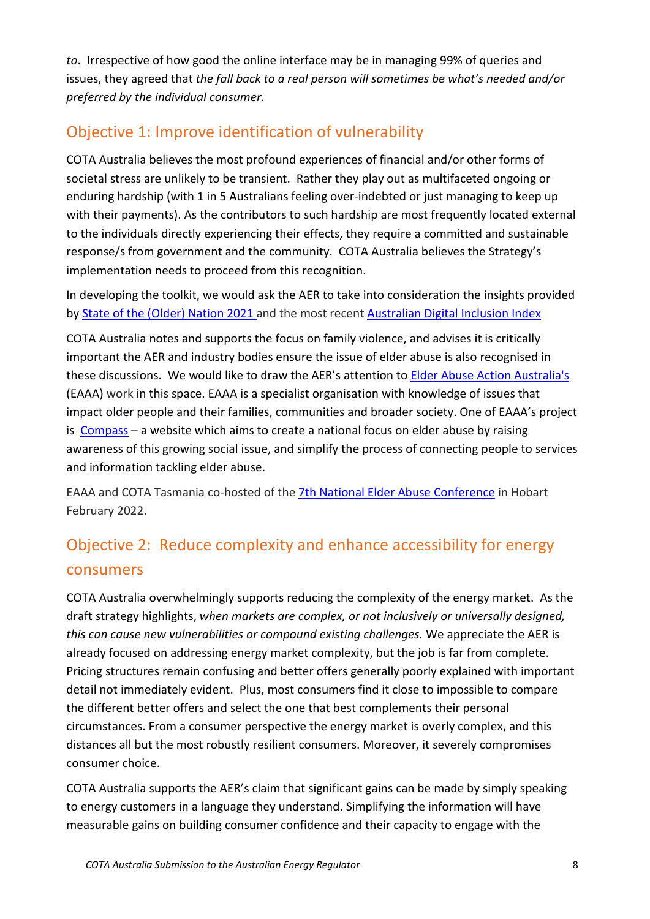*to*. Irrespective of how good the online interface may be in managing 99% of queries and issues, they agreed that *the fall back to a real person will sometimes be what's needed and/or preferred by the individual consumer.*

## Objective 1: Improve identification of vulnerability

COTA Australia believes the most profound experiences of financial and/or other forms of societal stress are unlikely to be transient. Rather they play out as multifaceted ongoing or enduring hardship (with 1 in 5 Australians feeling over-indebted or just managing to keep up with their payments). As the contributors to such hardship are most frequently located external to the individuals directly experiencing their effects, they require a committed and sustainable response/s from government and the community. COTA Australia believes the Strategy's implementation needs to proceed from this recognition.

In developing the toolkit, we would ask the AER to take into consideration the insights provided by [State of the (Older) Nation 2021](#) and the most recent [Australian Digital Inclusion Index](#)

COTA Australia notes and supports the focus on family violence, and advises it is critically important the AER and industry bodies ensure the issue of elder abuse is also recognised in these discussions. We would like to draw the AER's attention to [Elder Abuse Action Australia's](#) (EAAA) work in this space. EAAA is a specialist organisation with knowledge of issues that impact older people and their families, communities and broader society. One of EAAA's project is [Compass](#) – a website which aims to create a national focus on elder abuse by raising awareness of this growing social issue, and simplify the process of connecting people to services and information tackling elder abuse.

EAAA and COTA Tasmania co-hosted of the [7th National Elder Abuse Conference](#) in Hobart February 2022.

## Objective 2: Reduce complexity and enhance accessibility for energy consumers

COTA Australia overwhelmingly supports reducing the complexity of the energy market. As the draft strategy highlights, *when markets are complex, or not inclusively or universally designed, this can cause new vulnerabilities or compound existing challenges.* We appreciate the AER is already focused on addressing energy market complexity, but the job is far from complete. Pricing structures remain confusing and better offers generally poorly explained with important detail not immediately evident. Plus, most consumers find it close to impossible to compare the different better offers and select the one that best complements their personal circumstances. From a consumer perspective the energy market is overly complex, and this distances all but the most robustly resilient consumers. Moreover, it severely compromises consumer choice.

COTA Australia supports the AER's claim that significant gains can be made by simply speaking to energy customers in a language they understand. Simplifying the information will have measurable gains on building consumer confidence and their capacity to engage with the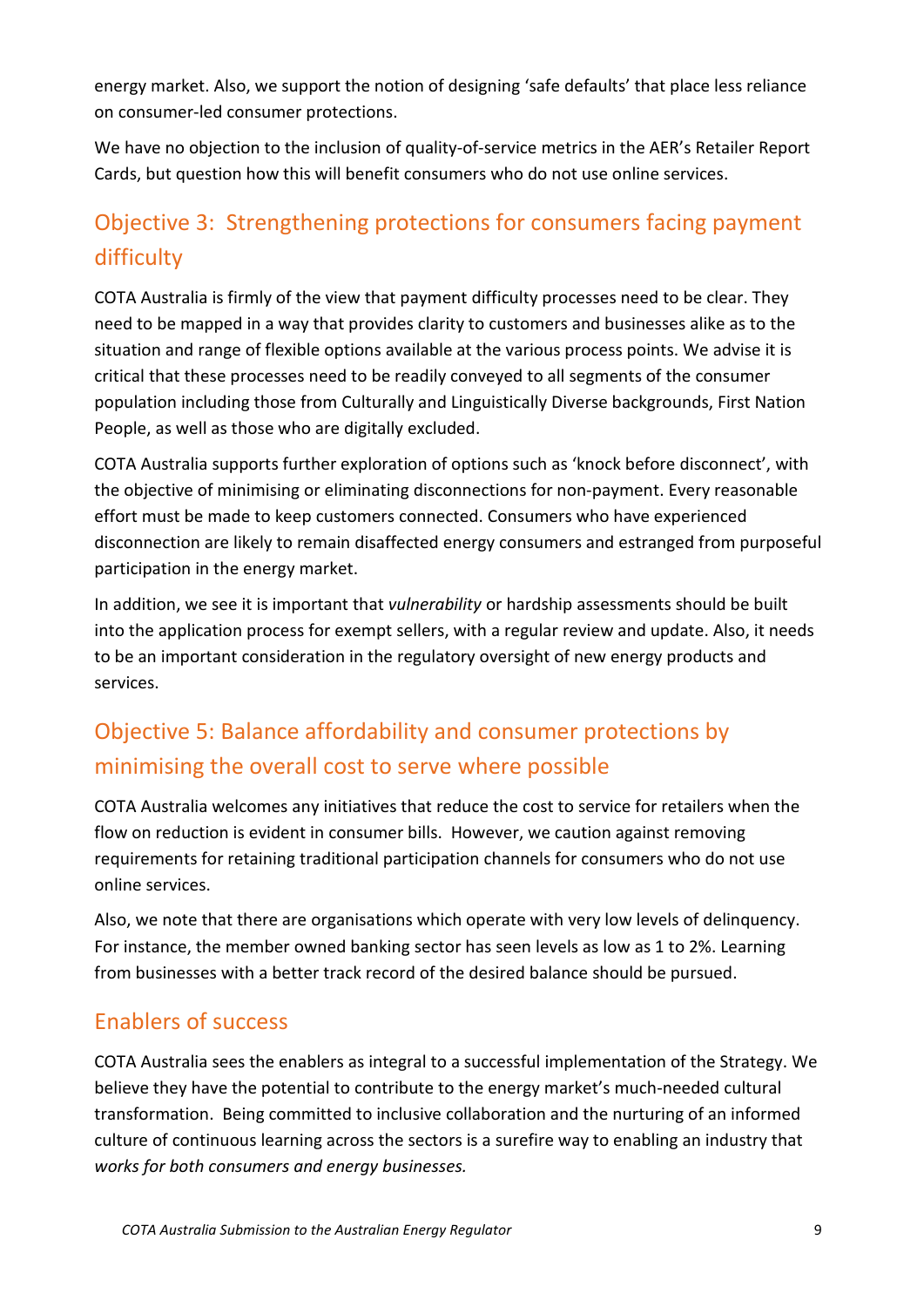energy market. Also, we support the notion of designing 'safe defaults' that place less reliance on consumer-led consumer protections.

We have no objection to the inclusion of quality-of-service metrics in the AER's Retailer Report Cards, but question how this will benefit consumers who do not use online services.

## Objective 3: Strengthening protections for consumers facing payment difficulty

COTA Australia is firmly of the view that payment difficulty processes need to be clear. They need to be mapped in a way that provides clarity to customers and businesses alike as to the situation and range of flexible options available at the various process points. We advise it is critical that these processes need to be readily conveyed to all segments of the consumer population including those from Culturally and Linguistically Diverse backgrounds, First Nation People, as well as those who are digitally excluded.

COTA Australia supports further exploration of options such as 'knock before disconnect', with the objective of minimising or eliminating disconnections for non-payment. Every reasonable effort must be made to keep customers connected. Consumers who have experienced disconnection are likely to remain disaffected energy consumers and estranged from purposeful participation in the energy market.

In addition, we see it is important that *vulnerability* or hardship assessments should be built into the application process for exempt sellers, with a regular review and update. Also, it needs to be an important consideration in the regulatory oversight of new energy products and services.

## Objective 5: Balance affordability and consumer protections by minimising the overall cost to serve where possible

COTA Australia welcomes any initiatives that reduce the cost to service for retailers when the flow on reduction is evident in consumer bills. However, we caution against removing requirements for retaining traditional participation channels for consumers who do not use online services.

Also, we note that there are organisations which operate with very low levels of delinquency. For instance, the member owned banking sector has seen levels as low as 1 to 2%. Learning from businesses with a better track record of the desired balance should be pursued.

## Enablers of success

COTA Australia sees the enablers as integral to a successful implementation of the Strategy. We believe they have the potential to contribute to the energy market's much-needed cultural transformation. Being committed to inclusive collaboration and the nurturing of an informed culture of continuous learning across the sectors is a surefire way to enabling an industry that *works for both consumers and energy businesses.*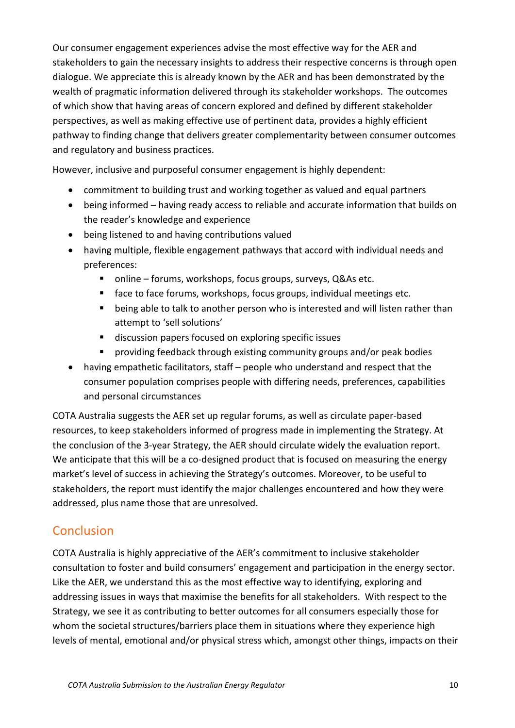Our consumer engagement experiences advise the most effective way for the AER and stakeholders to gain the necessary insights to address their respective concerns is through open dialogue. We appreciate this is already known by the AER and has been demonstrated by the wealth of pragmatic information delivered through its stakeholder workshops. The outcomes of which show that having areas of concern explored and defined by different stakeholder perspectives, as well as making effective use of pertinent data, provides a highly efficient pathway to finding change that delivers greater complementarity between consumer outcomes and regulatory and business practices.

However, inclusive and purposeful consumer engagement is highly dependent:

- commitment to building trust and working together as valued and equal partners
- being informed – having ready access to reliable and accurate information that builds on the reader's knowledge and experience
- being listened to and having contributions valued
- having multiple, flexible engagement pathways that accord with individual needs and preferences:
    - online – forums, workshops, focus groups, surveys, Q&As etc.
    - face to face forums, workshops, focus groups, individual meetings etc.
    - being able to talk to another person who is interested and will listen rather than attempt to 'sell solutions'
    - discussion papers focused on exploring specific issues
    - providing feedback through existing community groups and/or peak bodies
- having empathetic facilitators, staff – people who understand and respect that the consumer population comprises people with differing needs, preferences, capabilities and personal circumstances

COTA Australia suggests the AER set up regular forums, as well as circulate paper-based resources, to keep stakeholders informed of progress made in implementing the Strategy. At the conclusion of the 3-year Strategy, the AER should circulate widely the evaluation report. We anticipate that this will be a co-designed product that is focused on measuring the energy market's level of success in achieving the Strategy's outcomes. Moreover, to be useful to stakeholders, the report must identify the major challenges encountered and how they were addressed, plus name those that are unresolved.

## Conclusion

COTA Australia is highly appreciative of the AER's commitment to inclusive stakeholder consultation to foster and build consumers' engagement and participation in the energy sector. Like the AER, we understand this as the most effective way to identifying, exploring and addressing issues in ways that maximise the benefits for all stakeholders. With respect to the Strategy, we see it as contributing to better outcomes for all consumers especially those for whom the societal structures/barriers place them in situations where they experience high levels of mental, emotional and/or physical stress which, amongst other things, impacts on their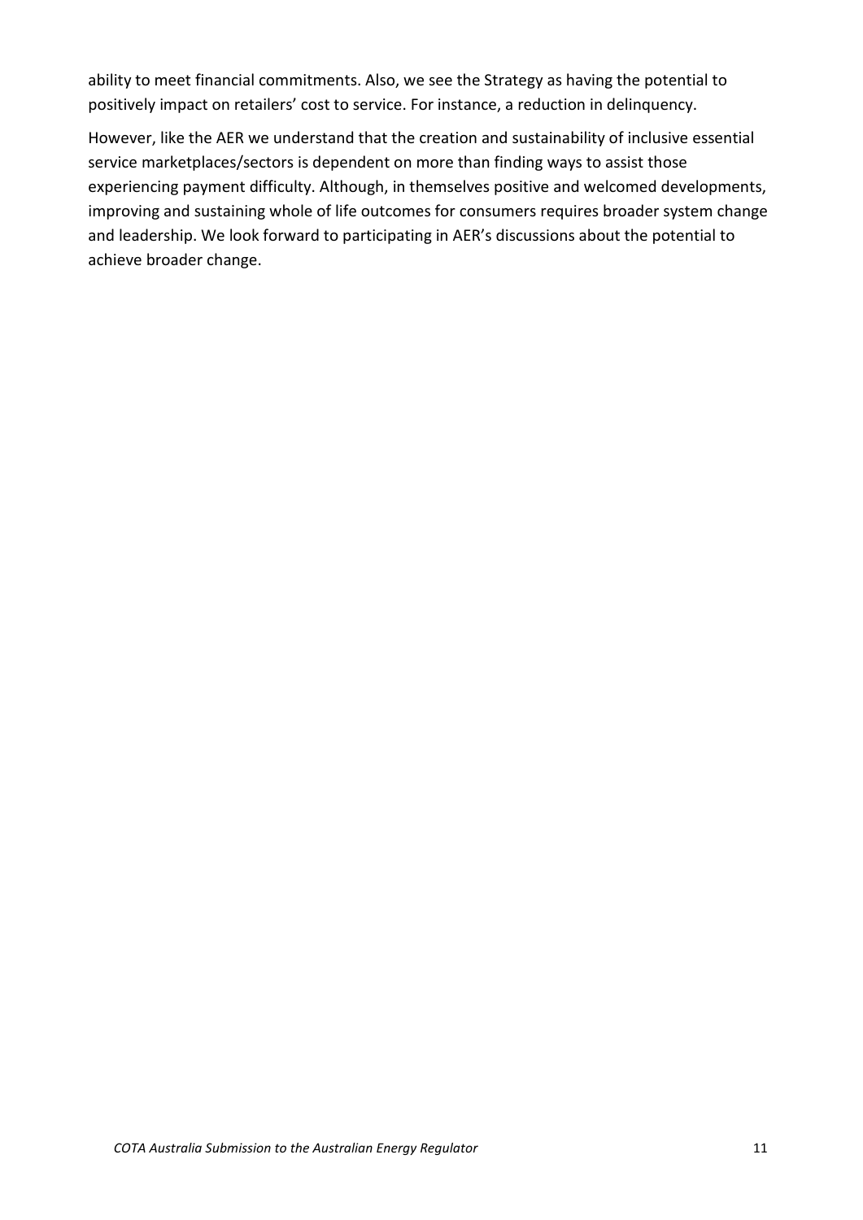ability to meet financial commitments. Also, we see the Strategy as having the potential to positively impact on retailers' cost to service. For instance, a reduction in delinquency.

However, like the AER we understand that the creation and sustainability of inclusive essential service marketplaces/sectors is dependent on more than finding ways to assist those experiencing payment difficulty. Although, in themselves positive and welcomed developments, improving and sustaining whole of life outcomes for consumers requires broader system change and leadership. We look forward to participating in AER's discussions about the potential to achieve broader change.